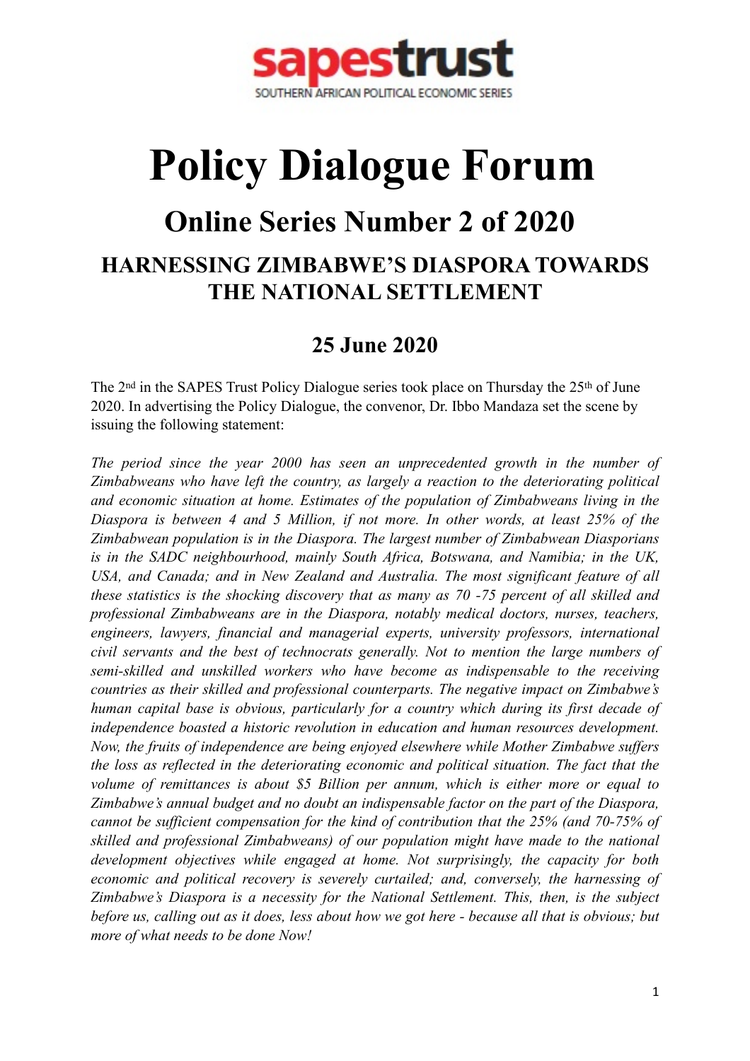sapestrust
SOUTHERN AFRICAN POLITICAL ECONOMIC SERIES

# Policy Dialogue Forum

## Online Series Number 2 of 2020

### HARNESSING ZIMBABWE'S DIASPORA TOWARDS THE NATIONAL SETTLEMENT

### 25 June 2020

The 2nd in the SAPES Trust Policy Dialogue series took place on Thursday the 25th of June 2020. In advertising the Policy Dialogue, the convenor, Dr. Ibbo Mandaza set the scene by issuing the following statement:

*The period since the year 2000 has seen an unprecedented growth in the number of Zimbabweans who have left the country, as largely a reaction to the deteriorating political and economic situation at home. Estimates of the population of Zimbabweans living in the Diaspora is between 4 and 5 Million, if not more. In other words, at least 25% of the Zimbabwean population is in the Diaspora. The largest number of Zimbabwean Diasporians is in the SADC neighbourhood, mainly South Africa, Botswana, and Namibia; in the UK, USA, and Canada; and in New Zealand and Australia. The most significant feature of all these statistics is the shocking discovery that as many as 70 -75 percent of all skilled and professional Zimbabweans are in the Diaspora, notably medical doctors, nurses, teachers, engineers, lawyers, financial and managerial experts, university professors, international civil servants and the best of technocrats generally. Not to mention the large numbers of semi-skilled and unskilled workers who have become as indispensable to the receiving countries as their skilled and professional counterparts. The negative impact on Zimbabwe's human capital base is obvious, particularly for a country which during its first decade of independence boasted a historic revolution in education and human resources development. Now, the fruits of independence are being enjoyed elsewhere while Mother Zimbabwe suffers the loss as reflected in the deteriorating economic and political situation. The fact that the volume of remittances is about $5 Billion per annum, which is either more or equal to Zimbabwe's annual budget and no doubt an indispensable factor on the part of the Diaspora, cannot be sufficient compensation for the kind of contribution that the 25% (and 70-75% of skilled and professional Zimbabweans) of our population might have made to the national development objectives while engaged at home. Not surprisingly, the capacity for both economic and political recovery is severely curtailed; and, conversely, the harnessing of Zimbabwe's Diaspora is a necessity for the National Settlement. This, then, is the subject before us, calling out as it does, less about how we got here - because all that is obvious; but more of what needs to be done Now!*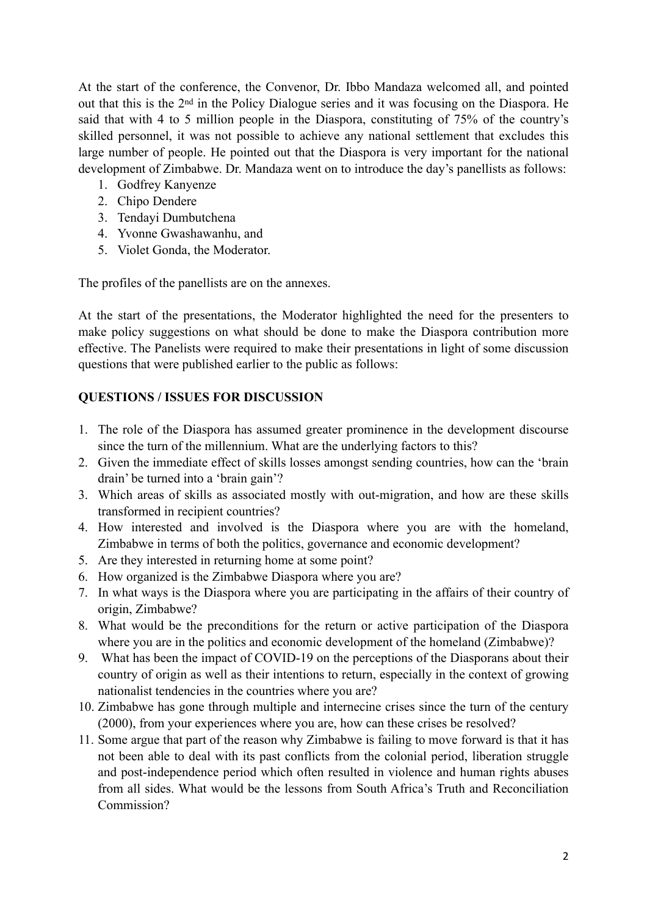At the start of the conference, the Convenor, Dr. Ibbo Mandaza welcomed all, and pointed out that this is the 2nd in the Policy Dialogue series and it was focusing on the Diaspora. He said that with 4 to 5 million people in the Diaspora, constituting of 75% of the country's skilled personnel, it was not possible to achieve any national settlement that excludes this large number of people. He pointed out that the Diaspora is very important for the national development of Zimbabwe. Dr. Mandaza went on to introduce the day's panellists as follows:

1. Godfrey Kanyenze
2. Chipo Dendere
3. Tendayi Dumbutchena
4. Yvonne Gwashawanhu, and
5. Violet Gonda, the Moderator.

The profiles of the panellists are on the annexes.

At the start of the presentations, the Moderator highlighted the need for the presenters to make policy suggestions on what should be done to make the Diaspora contribution more effective. The Panelists were required to make their presentations in light of some discussion questions that were published earlier to the public as follows:

**QUESTIONS / ISSUES FOR DISCUSSION**

1. The role of the Diaspora has assumed greater prominence in the development discourse since the turn of the millennium. What are the underlying factors to this?
2. Given the immediate effect of skills losses amongst sending countries, how can the 'brain drain' be turned into a 'brain gain'?
3. Which areas of skills as associated mostly with out-migration, and how are these skills transformed in recipient countries?
4. How interested and involved is the Diaspora where you are with the homeland, Zimbabwe in terms of both the politics, governance and economic development?
5. Are they interested in returning home at some point?
6. How organized is the Zimbabwe Diaspora where you are?
7. In what ways is the Diaspora where you are participating in the affairs of their country of origin, Zimbabwe?
8. What would be the preconditions for the return or active participation of the Diaspora where you are in the politics and economic development of the homeland (Zimbabwe)?
9. What has been the impact of COVID-19 on the perceptions of the Diasporans about their country of origin as well as their intentions to return, especially in the context of growing nationalist tendencies in the countries where you are?
10. Zimbabwe has gone through multiple and internecine crises since the turn of the century (2000), from your experiences where you are, how can these crises be resolved?
11. Some argue that part of the reason why Zimbabwe is failing to move forward is that it has not been able to deal with its past conflicts from the colonial period, liberation struggle and post-independence period which often resulted in violence and human rights abuses from all sides. What would be the lessons from South Africa's Truth and Reconciliation Commission?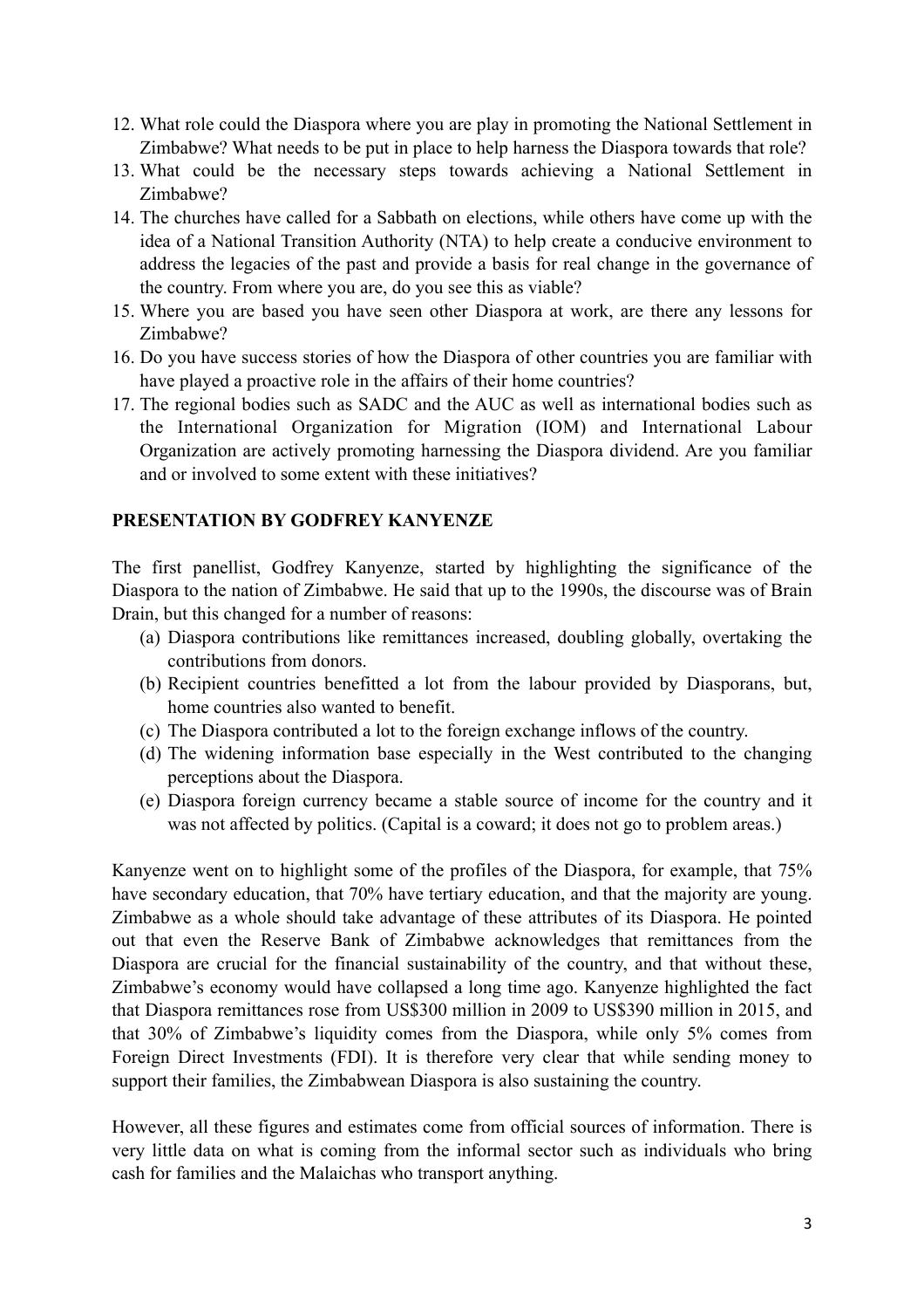12. What role could the Diaspora where you are play in promoting the National Settlement in Zimbabwe? What needs to be put in place to help harness the Diaspora towards that role?
13. What could be the necessary steps towards achieving a National Settlement in Zimbabwe?
14. The churches have called for a Sabbath on elections, while others have come up with the idea of a National Transition Authority (NTA) to help create a conducive environment to address the legacies of the past and provide a basis for real change in the governance of the country. From where you are, do you see this as viable?
15. Where you are based you have seen other Diaspora at work, are there any lessons for Zimbabwe?
16. Do you have success stories of how the Diaspora of other countries you are familiar with have played a proactive role in the affairs of their home countries?
17. The regional bodies such as SADC and the AUC as well as international bodies such as the International Organization for Migration (IOM) and International Labour Organization are actively promoting harnessing the Diaspora dividend. Are you familiar and or involved to some extent with these initiatives?

## PRESENTATION BY GODFREY KANYENZE

The first panellist, Godfrey Kanyenze, started by highlighting the significance of the Diaspora to the nation of Zimbabwe. He said that up to the 1990s, the discourse was of Brain Drain, but this changed for a number of reasons:

(a) Diaspora contributions like remittances increased, doubling globally, overtaking the contributions from donors.
(b) Recipient countries benefitted a lot from the labour provided by Diasporans, but, home countries also wanted to benefit.
(c) The Diaspora contributed a lot to the foreign exchange inflows of the country.
(d) The widening information base especially in the West contributed to the changing perceptions about the Diaspora.
(e) Diaspora foreign currency became a stable source of income for the country and it was not affected by politics. (Capital is a coward; it does not go to problem areas.)

Kanyenze went on to highlight some of the profiles of the Diaspora, for example, that 75% have secondary education, that 70% have tertiary education, and that the majority are young. Zimbabwe as a whole should take advantage of these attributes of its Diaspora. He pointed out that even the Reserve Bank of Zimbabwe acknowledges that remittances from the Diaspora are crucial for the financial sustainability of the country, and that without these, Zimbabwe's economy would have collapsed a long time ago. Kanyenze highlighted the fact that Diaspora remittances rose from US$300 million in 2009 to US$390 million in 2015, and that 30% of Zimbabwe's liquidity comes from the Diaspora, while only 5% comes from Foreign Direct Investments (FDI). It is therefore very clear that while sending money to support their families, the Zimbabwean Diaspora is also sustaining the country.

However, all these figures and estimates come from official sources of information. There is very little data on what is coming from the informal sector such as individuals who bring cash for families and the Malaichas who transport anything.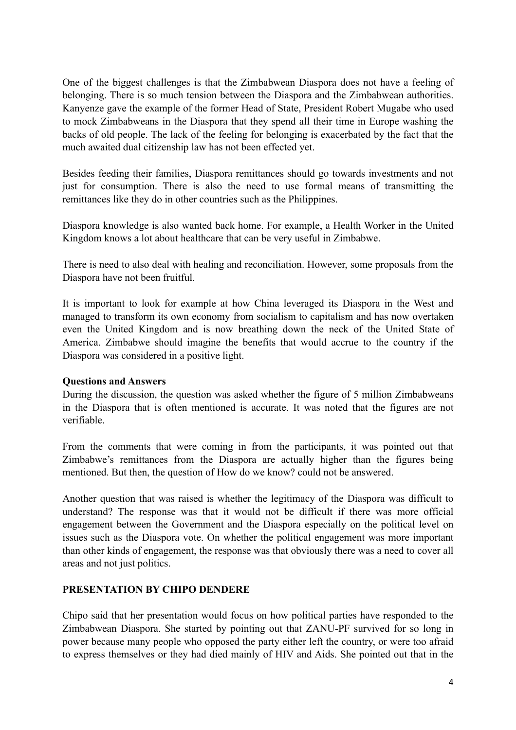One of the biggest challenges is that the Zimbabwean Diaspora does not have a feeling of belonging. There is so much tension between the Diaspora and the Zimbabwean authorities. Kanyenze gave the example of the former Head of State, President Robert Mugabe who used to mock Zimbabweans in the Diaspora that they spend all their time in Europe washing the backs of old people. The lack of the feeling for belonging is exacerbated by the fact that the much awaited dual citizenship law has not been effected yet.

Besides feeding their families, Diaspora remittances should go towards investments and not just for consumption. There is also the need to use formal means of transmitting the remittances like they do in other countries such as the Philippines.

Diaspora knowledge is also wanted back home. For example, a Health Worker in the United Kingdom knows a lot about healthcare that can be very useful in Zimbabwe.

There is need to also deal with healing and reconciliation. However, some proposals from the Diaspora have not been fruitful.

It is important to look for example at how China leveraged its Diaspora in the West and managed to transform its own economy from socialism to capitalism and has now overtaken even the United Kingdom and is now breathing down the neck of the United State of America. Zimbabwe should imagine the benefits that would accrue to the country if the Diaspora was considered in a positive light.

**Questions and Answers**

During the discussion, the question was asked whether the figure of 5 million Zimbabweans in the Diaspora that is often mentioned is accurate. It was noted that the figures are not verifiable.

From the comments that were coming in from the participants, it was pointed out that Zimbabwe's remittances from the Diaspora are actually higher than the figures being mentioned. But then, the question of How do we know? could not be answered.

Another question that was raised is whether the legitimacy of the Diaspora was difficult to understand? The response was that it would not be difficult if there was more official engagement between the Government and the Diaspora especially on the political level on issues such as the Diaspora vote. On whether the political engagement was more important than other kinds of engagement, the response was that obviously there was a need to cover all areas and not just politics.

**PRESENTATION BY CHIPO DENDERE**

Chipo said that her presentation would focus on how political parties have responded to the Zimbabwean Diaspora. She started by pointing out that ZANU-PF survived for so long in power because many people who opposed the party either left the country, or were too afraid to express themselves or they had died mainly of HIV and Aids. She pointed out that in the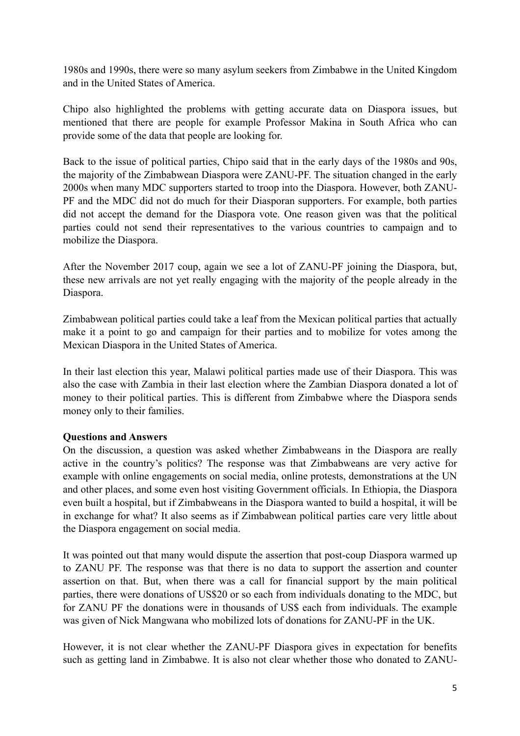1980s and 1990s, there were so many asylum seekers from Zimbabwe in the United Kingdom and in the United States of America.

Chipo also highlighted the problems with getting accurate data on Diaspora issues, but mentioned that there are people for example Professor Makina in South Africa who can provide some of the data that people are looking for.

Back to the issue of political parties, Chipo said that in the early days of the 1980s and 90s, the majority of the Zimbabwean Diaspora were ZANU-PF. The situation changed in the early 2000s when many MDC supporters started to troop into the Diaspora. However, both ZANU-PF and the MDC did not do much for their Diasporan supporters. For example, both parties did not accept the demand for the Diaspora vote. One reason given was that the political parties could not send their representatives to the various countries to campaign and to mobilize the Diaspora.

After the November 2017 coup, again we see a lot of ZANU-PF joining the Diaspora, but, these new arrivals are not yet really engaging with the majority of the people already in the Diaspora.

Zimbabwean political parties could take a leaf from the Mexican political parties that actually make it a point to go and campaign for their parties and to mobilize for votes among the Mexican Diaspora in the United States of America.

In their last election this year, Malawi political parties made use of their Diaspora. This was also the case with Zambia in their last election where the Zambian Diaspora donated a lot of money to their political parties. This is different from Zimbabwe where the Diaspora sends money only to their families.

**Questions and Answers**

On the discussion, a question was asked whether Zimbabweans in the Diaspora are really active in the country's politics? The response was that Zimbabweans are very active for example with online engagements on social media, online protests, demonstrations at the UN and other places, and some even host visiting Government officials. In Ethiopia, the Diaspora even built a hospital, but if Zimbabweans in the Diaspora wanted to build a hospital, it will be in exchange for what? It also seems as if Zimbabwean political parties care very little about the Diaspora engagement on social media.

It was pointed out that many would dispute the assertion that post-coup Diaspora warmed up to ZANU PF. The response was that there is no data to support the assertion and counter assertion on that. But, when there was a call for financial support by the main political parties, there were donations of US$20 or so each from individuals donating to the MDC, but for ZANU PF the donations were in thousands of US$ each from individuals. The example was given of Nick Mangwana who mobilized lots of donations for ZANU-PF in the UK.

However, it is not clear whether the ZANU-PF Diaspora gives in expectation for benefits such as getting land in Zimbabwe. It is also not clear whether those who donated to ZANU-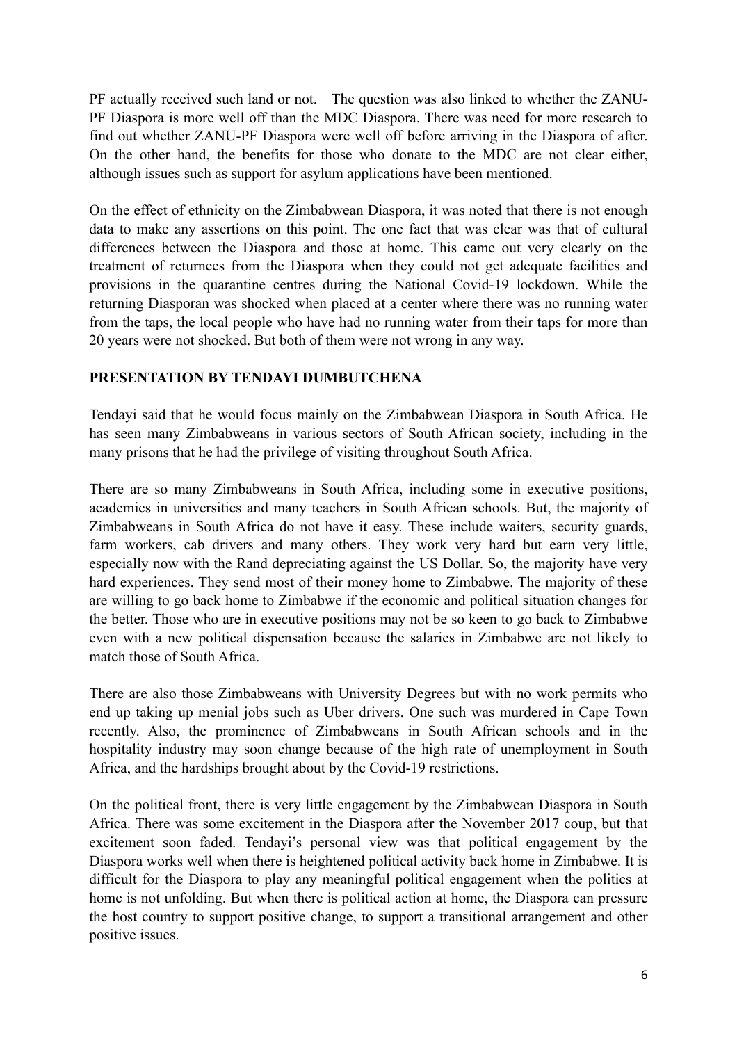PF actually received such land or not. The question was also linked to whether the ZANU-PF Diaspora is more well off than the MDC Diaspora. There was need for more research to find out whether ZANU-PF Diaspora were well off before arriving in the Diaspora of after. On the other hand, the benefits for those who donate to the MDC are not clear either, although issues such as support for asylum applications have been mentioned.

On the effect of ethnicity on the Zimbabwean Diaspora, it was noted that there is not enough data to make any assertions on this point. The one fact that was clear was that of cultural differences between the Diaspora and those at home. This came out very clearly on the treatment of returnees from the Diaspora when they could not get adequate facilities and provisions in the quarantine centres during the National Covid-19 lockdown. While the returning Diasporan was shocked when placed at a center where there was no running water from the taps, the local people who have had no running water from their taps for more than 20 years were not shocked. But both of them were not wrong in any way.

**PRESENTATION BY TENDAYI DUMBUTCHENA**

Tendayi said that he would focus mainly on the Zimbabwean Diaspora in South Africa. He has seen many Zimbabweans in various sectors of South African society, including in the many prisons that he had the privilege of visiting throughout South Africa.

There are so many Zimbabweans in South Africa, including some in executive positions, academics in universities and many teachers in South African schools. But, the majority of Zimbabweans in South Africa do not have it easy. These include waiters, security guards, farm workers, cab drivers and many others. They work very hard but earn very little, especially now with the Rand depreciating against the US Dollar. So, the majority have very hard experiences. They send most of their money home to Zimbabwe. The majority of these are willing to go back home to Zimbabwe if the economic and political situation changes for the better. Those who are in executive positions may not be so keen to go back to Zimbabwe even with a new political dispensation because the salaries in Zimbabwe are not likely to match those of South Africa.

There are also those Zimbabweans with University Degrees but with no work permits who end up taking up menial jobs such as Uber drivers. One such was murdered in Cape Town recently. Also, the prominence of Zimbabweans in South African schools and in the hospitality industry may soon change because of the high rate of unemployment in South Africa, and the hardships brought about by the Covid-19 restrictions.

On the political front, there is very little engagement by the Zimbabwean Diaspora in South Africa. There was some excitement in the Diaspora after the November 2017 coup, but that excitement soon faded. Tendayi's personal view was that political engagement by the Diaspora works well when there is heightened political activity back home in Zimbabwe. It is difficult for the Diaspora to play any meaningful political engagement when the politics at home is not unfolding. But when there is political action at home, the Diaspora can pressure the host country to support positive change, to support a transitional arrangement and other positive issues.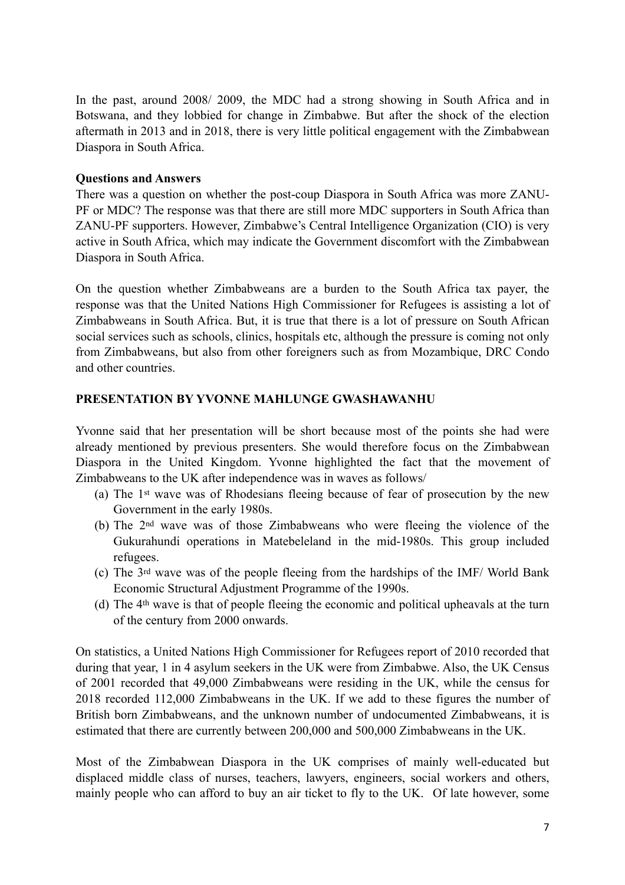In the past, around 2008/ 2009, the MDC had a strong showing in South Africa and in Botswana, and they lobbied for change in Zimbabwe. But after the shock of the election aftermath in 2013 and in 2018, there is very little political engagement with the Zimbabwean Diaspora in South Africa.

**Questions and Answers**

There was a question on whether the post-coup Diaspora in South Africa was more ZANU-PF or MDC? The response was that there are still more MDC supporters in South Africa than ZANU-PF supporters. However, Zimbabwe's Central Intelligence Organization (CIO) is very active in South Africa, which may indicate the Government discomfort with the Zimbabwean Diaspora in South Africa.

On the question whether Zimbabweans are a burden to the South Africa tax payer, the response was that the United Nations High Commissioner for Refugees is assisting a lot of Zimbabweans in South Africa. But, it is true that there is a lot of pressure on South African social services such as schools, clinics, hospitals etc, although the pressure is coming not only from Zimbabweans, but also from other foreigners such as from Mozambique, DRC Condo and other countries.

**PRESENTATION BY YVONNE MAHLUNGE GWASHAWANHU**

Yvonne said that her presentation will be short because most of the points she had were already mentioned by previous presenters. She would therefore focus on the Zimbabwean Diaspora in the United Kingdom. Yvonne highlighted the fact that the movement of Zimbabweans to the UK after independence was in waves as follows/

(a) The 1st wave was of Rhodesians fleeing because of fear of prosecution by the new Government in the early 1980s.
(b) The 2nd wave was of those Zimbabweans who were fleeing the violence of the Gukurahundi operations in Matebeleland in the mid-1980s. This group included refugees.
(c) The 3rd wave was of the people fleeing from the hardships of the IMF/ World Bank Economic Structural Adjustment Programme of the 1990s.
(d) The 4th wave is that of people fleeing the economic and political upheavals at the turn of the century from 2000 onwards.

On statistics, a United Nations High Commissioner for Refugees report of 2010 recorded that during that year, 1 in 4 asylum seekers in the UK were from Zimbabwe. Also, the UK Census of 2001 recorded that 49,000 Zimbabweans were residing in the UK, while the census for 2018 recorded 112,000 Zimbabweans in the UK. If we add to these figures the number of British born Zimbabweans, and the unknown number of undocumented Zimbabweans, it is estimated that there are currently between 200,000 and 500,000 Zimbabweans in the UK.

Most of the Zimbabwean Diaspora in the UK comprises of mainly well-educated but displaced middle class of nurses, teachers, lawyers, engineers, social workers and others, mainly people who can afford to buy an air ticket to fly to the UK. Of late however, some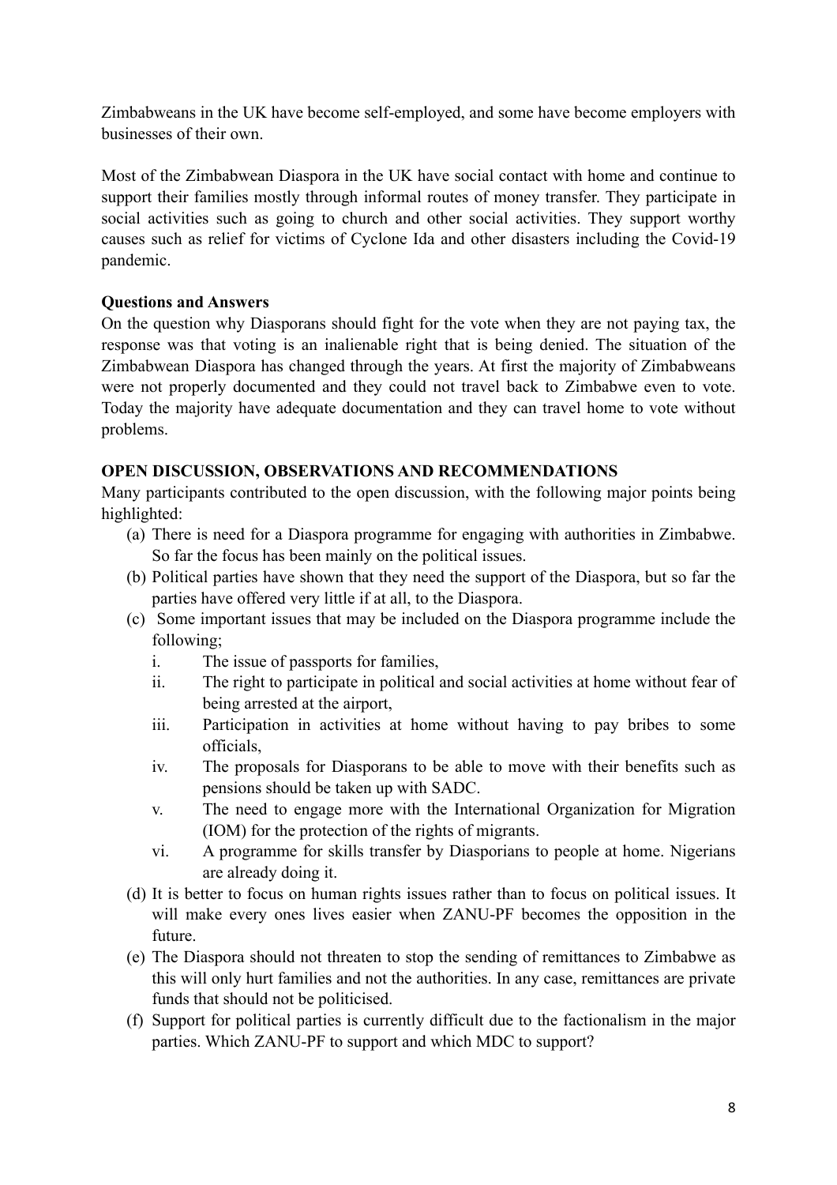Zimbabweans in the UK have become self-employed, and some have become employers with businesses of their own.

Most of the Zimbabwean Diaspora in the UK have social contact with home and continue to support their families mostly through informal routes of money transfer. They participate in social activities such as going to church and other social activities. They support worthy causes such as relief for victims of Cyclone Ida and other disasters including the Covid-19 pandemic.

**Questions and Answers**

On the question why Diasporans should fight for the vote when they are not paying tax, the response was that voting is an inalienable right that is being denied. The situation of the Zimbabwean Diaspora has changed through the years. At first the majority of Zimbabweans were not properly documented and they could not travel back to Zimbabwe even to vote. Today the majority have adequate documentation and they can travel home to vote without problems.

**OPEN DISCUSSION, OBSERVATIONS AND RECOMMENDATIONS**

Many participants contributed to the open discussion, with the following major points being highlighted:

(a) There is need for a Diaspora programme for engaging with authorities in Zimbabwe. So far the focus has been mainly on the political issues.

(b) Political parties have shown that they need the support of the Diaspora, but so far the parties have offered very little if at all, to the Diaspora.

(c) Some important issues that may be included on the Diaspora programme include the following;

   i. The issue of passports for families,

   ii. The right to participate in political and social activities at home without fear of being arrested at the airport,

   iii. Participation in activities at home without having to pay bribes to some officials,

   iv. The proposals for Diasporans to be able to move with their benefits such as pensions should be taken up with SADC.

   v. The need to engage more with the International Organization for Migration (IOM) for the protection of the rights of migrants.

   vi. A programme for skills transfer by Diasporians to people at home. Nigerians are already doing it.

(d) It is better to focus on human rights issues rather than to focus on political issues. It will make every ones lives easier when ZANU-PF becomes the opposition in the future.

(e) The Diaspora should not threaten to stop the sending of remittances to Zimbabwe as this will only hurt families and not the authorities. In any case, remittances are private funds that should not be politicised.

(f) Support for political parties is currently difficult due to the factionalism in the major parties. Which ZANU-PF to support and which MDC to support?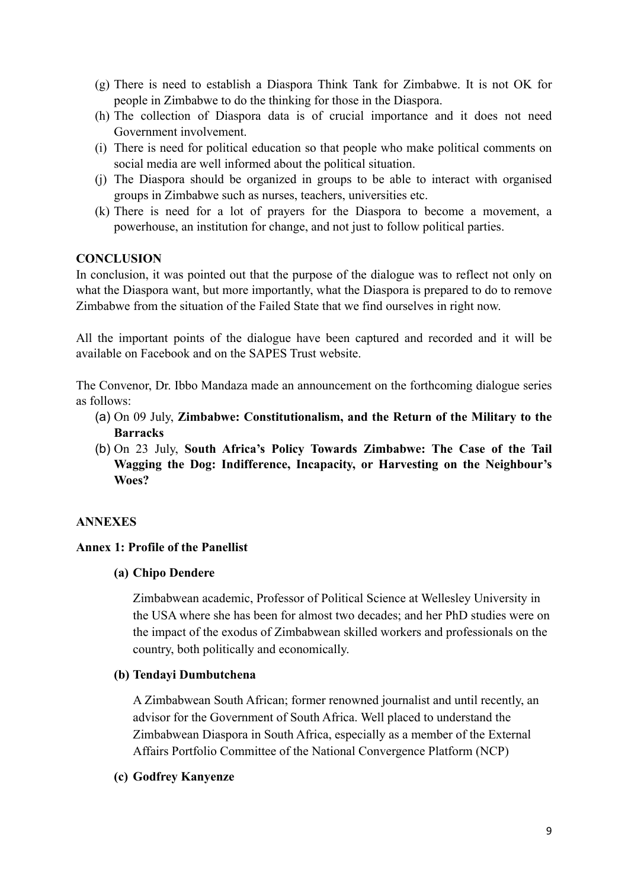(g) There is need to establish a Diaspora Think Tank for Zimbabwe. It is not OK for people in Zimbabwe to do the thinking for those in the Diaspora.
(h) The collection of Diaspora data is of crucial importance and it does not need Government involvement.
(i) There is need for political education so that people who make political comments on social media are well informed about the political situation.
(j) The Diaspora should be organized in groups to be able to interact with organised groups in Zimbabwe such as nurses, teachers, universities etc.
(k) There is need for a lot of prayers for the Diaspora to become a movement, a powerhouse, an institution for change, and not just to follow political parties.

**CONCLUSION**

In conclusion, it was pointed out that the purpose of the dialogue was to reflect not only on what the Diaspora want, but more importantly, what the Diaspora is prepared to do to remove Zimbabwe from the situation of the Failed State that we find ourselves in right now.

All the important points of the dialogue have been captured and recorded and it will be available on Facebook and on the SAPES Trust website.

The Convenor, Dr. Ibbo Mandaza made an announcement on the forthcoming dialogue series as follows:

(a) On 09 July, **Zimbabwe: Constitutionalism, and the Return of the Military to the Barracks**
(b) On 23 July, **South Africa's Policy Towards Zimbabwe: The Case of the Tail Wagging the Dog: Indifference, Incapacity, or Harvesting on the Neighbour's Woes?**

**ANNEXES**

**Annex 1: Profile of the Panellist**

**(a) Chipo Dendere**

Zimbabwean academic, Professor of Political Science at Wellesley University in the USA where she has been for almost two decades; and her PhD studies were on the impact of the exodus of Zimbabwean skilled workers and professionals on the country, both politically and economically.

**(b) Tendayi Dumbutchena**

A Zimbabwean South African; former renowned journalist and until recently, an advisor for the Government of South Africa. Well placed to understand the Zimbabwean Diaspora in South Africa, especially as a member of the External Affairs Portfolio Committee of the National Convergence Platform (NCP)

**(c) Godfrey Kanyenze**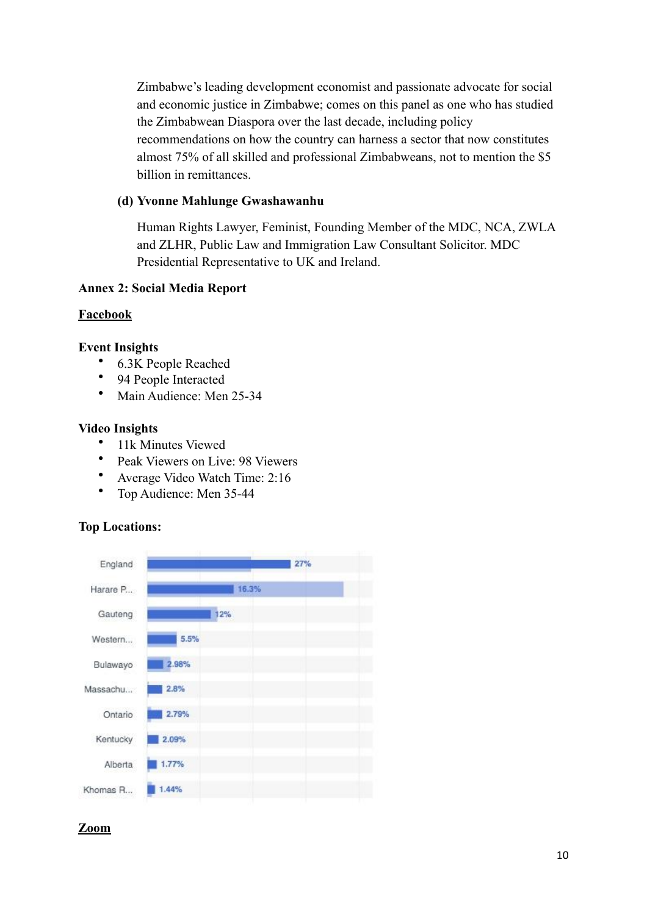Zimbabwe's leading development economist and passionate advocate for social and economic justice in Zimbabwe; comes on this panel as one who has studied the Zimbabwean Diaspora over the last decade, including policy recommendations on how the country can harness a sector that now constitutes almost 75% of all skilled and professional Zimbabweans, not to mention the $5 billion in remittances.

**(d) Yvonne Mahlunge Gwashawanhu**

Human Rights Lawyer, Feminist, Founding Member of the MDC, NCA, ZWLA and ZLHR, Public Law and Immigration Law Consultant Solicitor. MDC Presidential Representative to UK and Ireland.

## Annex 2: Social Media Report

### Facebook

**Event Insights**

- 6.3K People Reached
- 94 People Interacted
- Main Audience: Men 25-34

**Video Insights**

- 11k Minutes Viewed
- Peak Viewers on Live: 98 Viewers
- Average Video Watch Time: 2:16
- Top Audience: Men 35-44

**Top Locations:**

| Location | Percentage |
| --- | --- |
| England | 27% |
| Harare P... | 16.3% |
| Gauteng | 12% |
| Western... | 5.5% |
| Bulawayo | 2.98% |
| Massachu... | 2.8% |
| Ontario | 2.79% |
| Kentucky | 2.09% |
| Alberta | 1.77% |
| Khomas R... | 1.44% |

### Zoom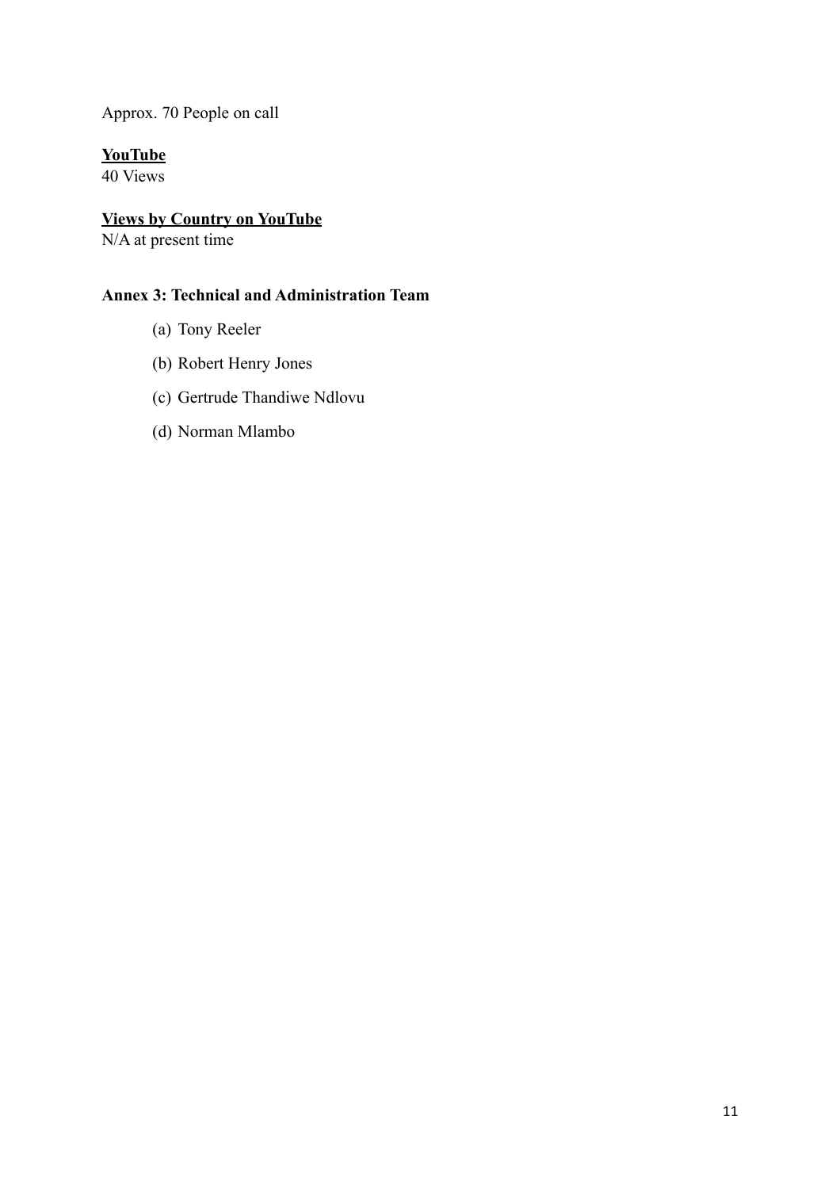Approx. 70 People on call

**YouTube**
40 Views

**Views by Country on YouTube**
N/A at present time

**Annex 3: Technical and Administration Team**

(a) Tony Reeler

(b) Robert Henry Jones

(c) Gertrude Thandiwe Ndlovu

(d) Norman Mlambo